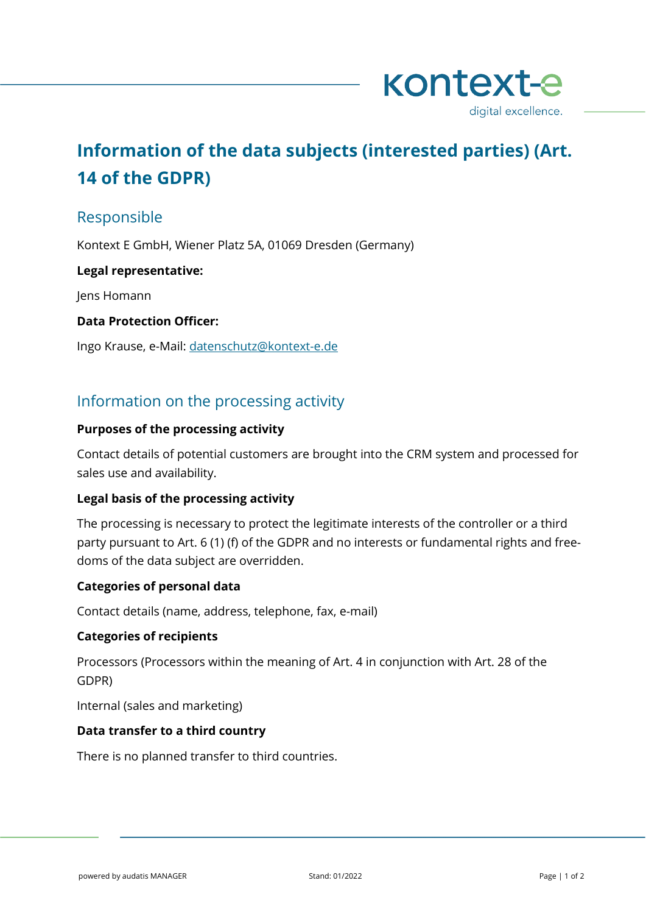# Information of the data subjects (interested parties) (Art. 14 of the GDPR)

## Responsible

Kontext E GmbH, Wiener Platz 5A, 01069 Dresden (Germany)

**Legal representative:**

Jens Homann

**Data Protection Officer:**

Ingo Krause, e-Mail: datenschutz@kontext-e.de

## Information on the processing activity

**Purposes of the processing activity**

Contact details of potential customers are brought into the CRM system and processed for sales use and availability.

**Legal basis of the processing activity**

The processing is necessary to protect the legitimate interests of the controller or a third party pursuant to Art. 6 (1) (f) of the GDPR and no interests or fundamental rights and freedoms of the data subject are overridden.

**Categories of personal data**

Contact details (name, address, telephone, fax, e-mail)

**Categories of recipients**

Processors (Processors within the meaning of Art. 4 in conjunction with Art. 28 of the GDPR)

Internal (sales and marketing)

**Data transfer to a third country**

There is no planned transfer to third countries.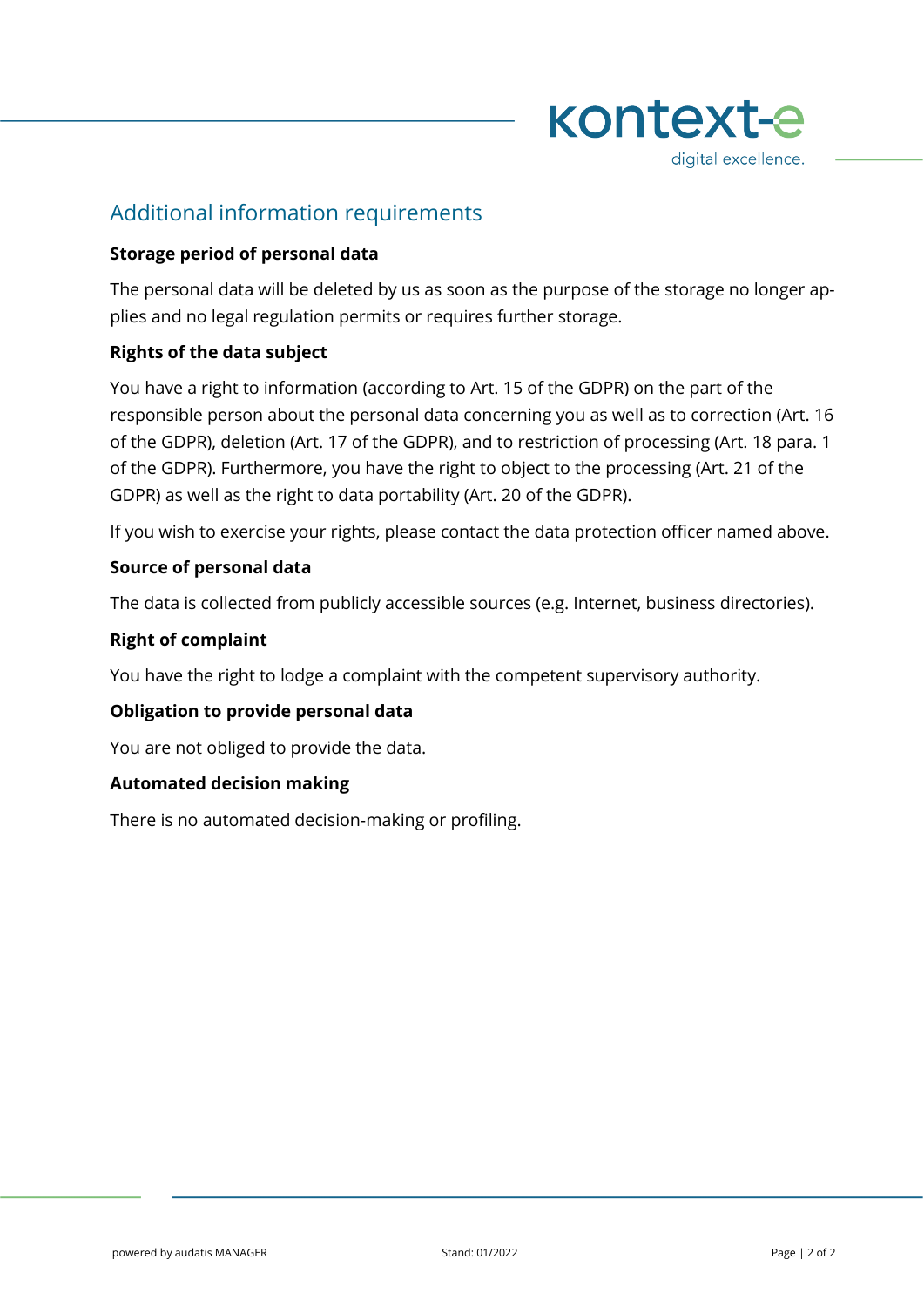## Additional information requirements

**Storage period of personal data**

The personal data will be deleted by us as soon as the purpose of the storage no longer applies and no legal regulation permits or requires further storage.

**Rights of the data subject**

You have a right to information (according to Art. 15 of the GDPR) on the part of the responsible person about the personal data concerning you as well as to correction (Art. 16 of the GDPR), deletion (Art. 17 of the GDPR), and to restriction of processing (Art. 18 para. 1 of the GDPR). Furthermore, you have the right to object to the processing (Art. 21 of the GDPR) as well as the right to data portability (Art. 20 of the GDPR).

If you wish to exercise your rights, please contact the data protection officer named above.

**Source of personal data**

The data is collected from publicly accessible sources (e.g. Internet, business directories).

**Right of complaint**

You have the right to lodge a complaint with the competent supervisory authority.

**Obligation to provide personal data**

You are not obliged to provide the data.

**Automated decision making**

There is no automated decision-making or profiling.